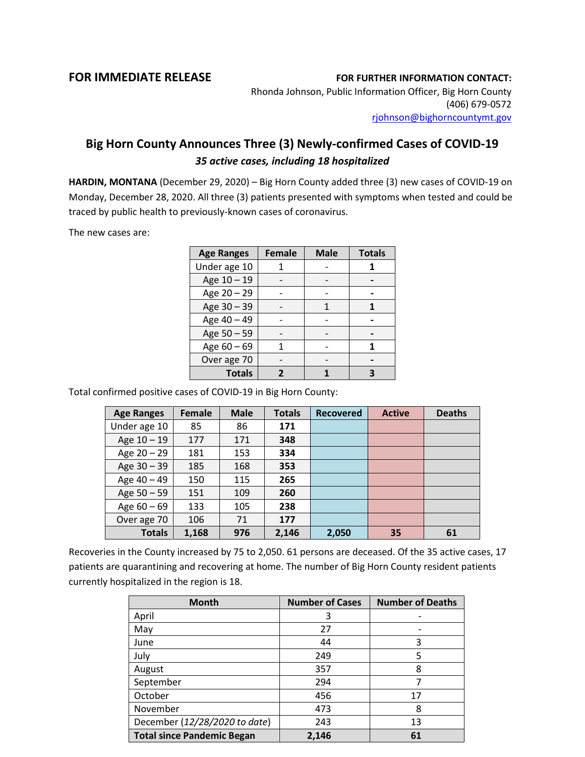**FOR IMMEDIATE RELEASE**

**FOR FURTHER INFORMATION CONTACT:**
Rhonda Johnson, Public Information Officer, Big Horn County
(406) 679-0572
rjohnson@bighorncountymt.gov

## Big Horn County Announces Three (3) Newly-confirmed Cases of COVID-19

***35 active cases, including 18 hospitalized***

**HARDIN, MONTANA** (December 29, 2020) – Big Horn County added three (3) new cases of COVID-19 on Monday, December 28, 2020. All three (3) patients presented with symptoms when tested and could be traced by public health to previously-known cases of coronavirus.

The new cases are:

| Age Ranges | Female | Male | Totals |
|---|---|---|---|
| Under age 10 | 1 | - | **1** |
| Age 10 – 19 | - | - | **-** |
| Age 20 – 29 | - | - | **-** |
| Age 30 – 39 | - | 1 | **1** |
| Age 40 – 49 | - | - | **-** |
| Age 50 – 59 | - | - | **-** |
| Age 60 – 69 | 1 | - | **1** |
| Over age 70 | - | - | **-** |
| **Totals** | **2** | **1** | **3** |

Total confirmed positive cases of COVID-19 in Big Horn County:

| Age Ranges | Female | Male | Totals | Recovered | Active | Deaths |
|---|---|---|---|---|---|---|
| Under age 10 | 85 | 86 | **171** | | | |
| Age 10 – 19 | 177 | 171 | **348** | | | |
| Age 20 – 29 | 181 | 153 | **334** | | | |
| Age 30 – 39 | 185 | 168 | **353** | | | |
| Age 40 – 49 | 150 | 115 | **265** | | | |
| Age 50 – 59 | 151 | 109 | **260** | | | |
| Age 60 – 69 | 133 | 105 | **238** | | | |
| Over age 70 | 106 | 71 | **177** | | | |
| **Totals** | **1,168** | **976** | **2,146** | **2,050** | **35** | **61** |

Recoveries in the County increased by 75 to 2,050. 61 persons are deceased. Of the 35 active cases, 17 patients are quarantining and recovering at home. The number of Big Horn County resident patients currently hospitalized in the region is 18.

| Month | Number of Cases | Number of Deaths |
|---|---|---|
| April | 3 | - |
| May | 27 | - |
| June | 44 | 3 |
| July | 249 | 5 |
| August | 357 | 8 |
| September | 294 | 7 |
| October | 456 | 17 |
| November | 473 | 8 |
| December (*12/28/2020 to date*) | 243 | 13 |
| **Total since Pandemic Began** | **2,146** | **61** |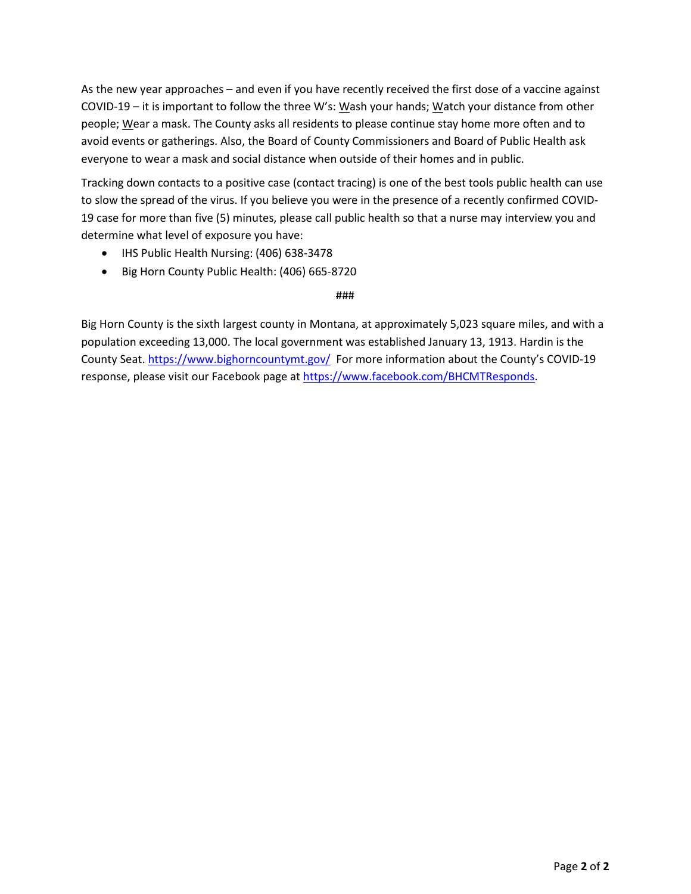As the new year approaches – and even if you have recently received the first dose of a vaccine against COVID-19 – it is important to follow the three W's: Wash your hands; Watch your distance from other people; Wear a mask. The County asks all residents to please continue stay home more often and to avoid events or gatherings. Also, the Board of County Commissioners and Board of Public Health ask everyone to wear a mask and social distance when outside of their homes and in public.

Tracking down contacts to a positive case (contact tracing) is one of the best tools public health can use to slow the spread of the virus. If you believe you were in the presence of a recently confirmed COVID-19 case for more than five (5) minutes, please call public health so that a nurse may interview you and determine what level of exposure you have:

- IHS Public Health Nursing: (406) 638-3478
- Big Horn County Public Health: (406) 665-8720

###

Big Horn County is the sixth largest county in Montana, at approximately 5,023 square miles, and with a population exceeding 13,000. The local government was established January 13, 1913. Hardin is the County Seat. https://www.bighorncountymt.gov/ For more information about the County's COVID-19 response, please visit our Facebook page at https://www.facebook.com/BHCMTResponds.